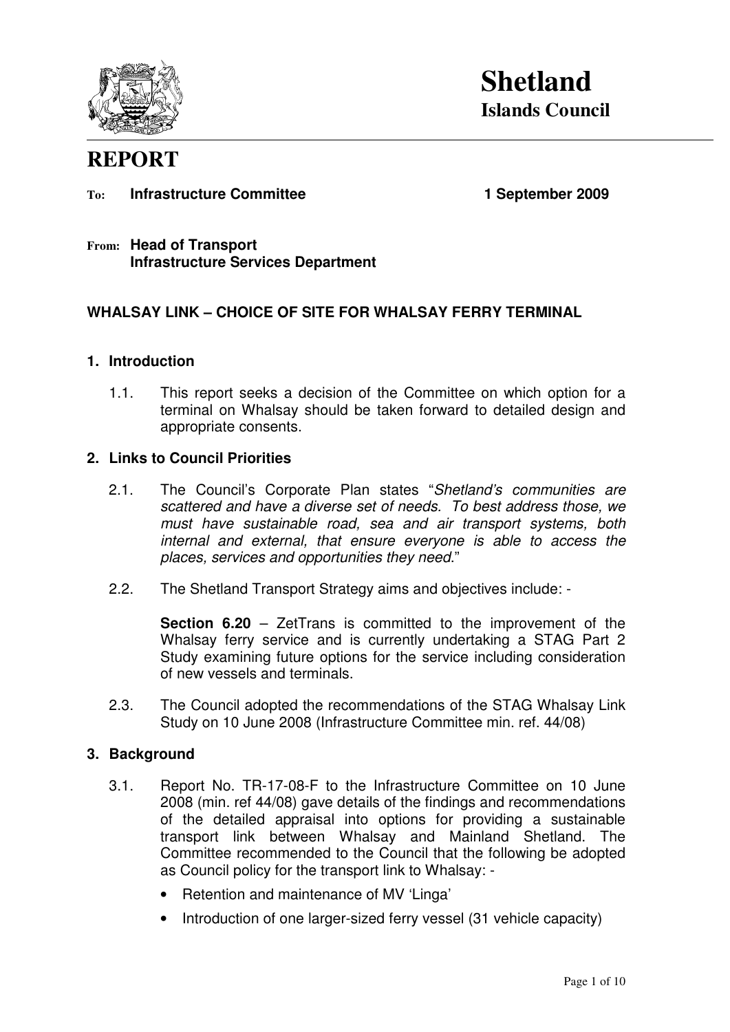# Shetland Islands Council

# REPORT

**To: Infrastructure Committee** **1 September 2009**

**From: Head of Transport**
**Infrastructure Services Department**

## WHALSAY LINK – CHOICE OF SITE FOR WHALSAY FERRY TERMINAL

### 1. Introduction

1.1. This report seeks a decision of the Committee on which option for a terminal on Whalsay should be taken forward to detailed design and appropriate consents.

### 2. Links to Council Priorities

2.1. The Council's Corporate Plan states "*Shetland's communities are scattered and have a diverse set of needs. To best address those, we must have sustainable road, sea and air transport systems, both internal and external, that ensure everyone is able to access the places, services and opportunities they need.*"

2.2. The Shetland Transport Strategy aims and objectives include: -

**Section 6.20** – ZetTrans is committed to the improvement of the Whalsay ferry service and is currently undertaking a STAG Part 2 Study examining future options for the service including consideration of new vessels and terminals.

2.3. The Council adopted the recommendations of the STAG Whalsay Link Study on 10 June 2008 (Infrastructure Committee min. ref. 44/08)

### 3. Background

3.1. Report No. TR-17-08-F to the Infrastructure Committee on 10 June 2008 (min. ref 44/08) gave details of the findings and recommendations of the detailed appraisal into options for providing a sustainable transport link between Whalsay and Mainland Shetland. The Committee recommended to the Council that the following be adopted as Council policy for the transport link to Whalsay: -

- Retention and maintenance of MV 'Linga'
- Introduction of one larger-sized ferry vessel (31 vehicle capacity)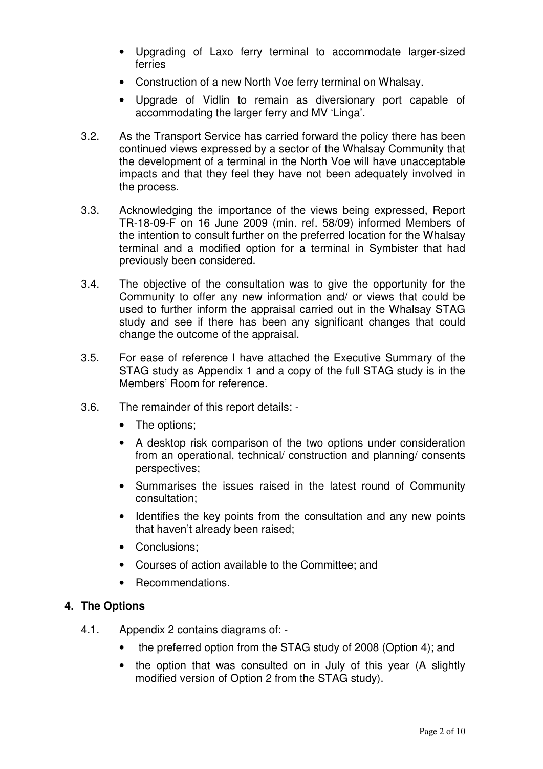- Upgrading of Laxo ferry terminal to accommodate larger-sized ferries
- Construction of a new North Voe ferry terminal on Whalsay.
- Upgrade of Vidlin to remain as diversionary port capable of accommodating the larger ferry and MV 'Linga'.

3.2. As the Transport Service has carried forward the policy there has been continued views expressed by a sector of the Whalsay Community that the development of a terminal in the North Voe will have unacceptable impacts and that they feel they have not been adequately involved in the process.

3.3. Acknowledging the importance of the views being expressed, Report TR-18-09-F on 16 June 2009 (min. ref. 58/09) informed Members of the intention to consult further on the preferred location for the Whalsay terminal and a modified option for a terminal in Symbister that had previously been considered.

3.4. The objective of the consultation was to give the opportunity for the Community to offer any new information and/ or views that could be used to further inform the appraisal carried out in the Whalsay STAG study and see if there has been any significant changes that could change the outcome of the appraisal.

3.5. For ease of reference I have attached the Executive Summary of the STAG study as Appendix 1 and a copy of the full STAG study is in the Members' Room for reference.

3.6. The remainder of this report details: -

- The options;
- A desktop risk comparison of the two options under consideration from an operational, technical/ construction and planning/ consents perspectives;
- Summarises the issues raised in the latest round of Community consultation;
- Identifies the key points from the consultation and any new points that haven't already been raised;
- Conclusions;
- Courses of action available to the Committee; and
- Recommendations.

## 4. The Options

4.1. Appendix 2 contains diagrams of: -

- the preferred option from the STAG study of 2008 (Option 4); and
- the option that was consulted on in July of this year (A slightly modified version of Option 2 from the STAG study).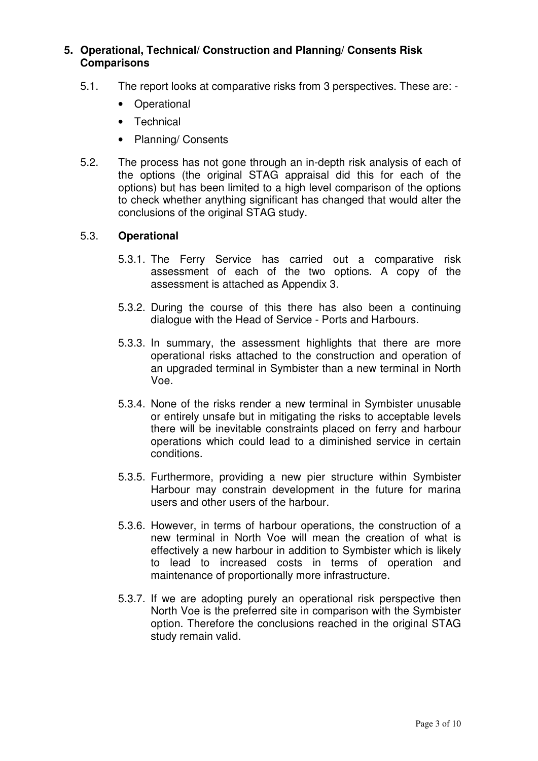## 5. Operational, Technical/ Construction and Planning/ Consents Risk Comparisons

5.1. The report looks at comparative risks from 3 perspectives. These are: -

- Operational
- Technical
- Planning/ Consents

5.2. The process has not gone through an in-depth risk analysis of each of the options (the original STAG appraisal did this for each of the options) but has been limited to a high level comparison of the options to check whether anything significant has changed that would alter the conclusions of the original STAG study.

### 5.3. Operational

5.3.1. The Ferry Service has carried out a comparative risk assessment of each of the two options. A copy of the assessment is attached as Appendix 3.

5.3.2. During the course of this there has also been a continuing dialogue with the Head of Service - Ports and Harbours.

5.3.3. In summary, the assessment highlights that there are more operational risks attached to the construction and operation of an upgraded terminal in Symbister than a new terminal in North Voe.

5.3.4. None of the risks render a new terminal in Symbister unusable or entirely unsafe but in mitigating the risks to acceptable levels there will be inevitable constraints placed on ferry and harbour operations which could lead to a diminished service in certain conditions.

5.3.5. Furthermore, providing a new pier structure within Symbister Harbour may constrain development in the future for marina users and other users of the harbour.

5.3.6. However, in terms of harbour operations, the construction of a new terminal in North Voe will mean the creation of what is effectively a new harbour in addition to Symbister which is likely to lead to increased costs in terms of operation and maintenance of proportionally more infrastructure.

5.3.7. If we are adopting purely an operational risk perspective then North Voe is the preferred site in comparison with the Symbister option. Therefore the conclusions reached in the original STAG study remain valid.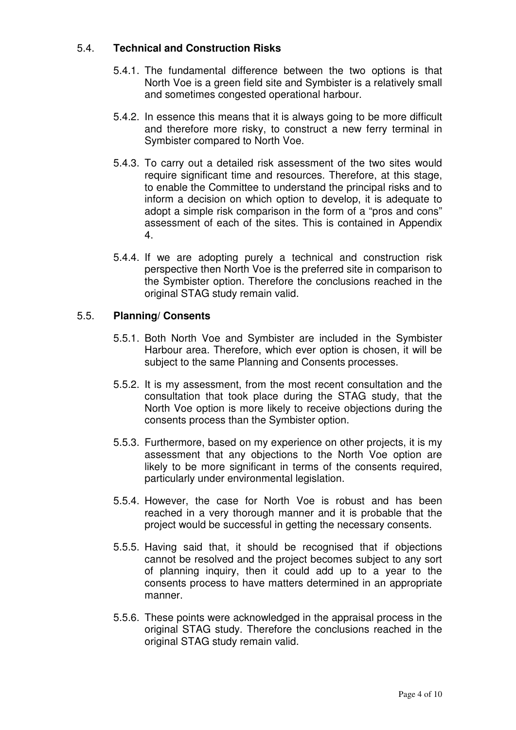### 5.4. **Technical and Construction Risks**

5.4.1. The fundamental difference between the two options is that North Voe is a green field site and Symbister is a relatively small and sometimes congested operational harbour.

5.4.2. In essence this means that it is always going to be more difficult and therefore more risky, to construct a new ferry terminal in Symbister compared to North Voe.

5.4.3. To carry out a detailed risk assessment of the two sites would require significant time and resources. Therefore, at this stage, to enable the Committee to understand the principal risks and to inform a decision on which option to develop, it is adequate to adopt a simple risk comparison in the form of a "pros and cons" assessment of each of the sites. This is contained in Appendix 4.

5.4.4. If we are adopting purely a technical and construction risk perspective then North Voe is the preferred site in comparison to the Symbister option. Therefore the conclusions reached in the original STAG study remain valid.

### 5.5. **Planning/ Consents**

5.5.1. Both North Voe and Symbister are included in the Symbister Harbour area. Therefore, which ever option is chosen, it will be subject to the same Planning and Consents processes.

5.5.2. It is my assessment, from the most recent consultation and the consultation that took place during the STAG study, that the North Voe option is more likely to receive objections during the consents process than the Symbister option.

5.5.3. Furthermore, based on my experience on other projects, it is my assessment that any objections to the North Voe option are likely to be more significant in terms of the consents required, particularly under environmental legislation.

5.5.4. However, the case for North Voe is robust and has been reached in a very thorough manner and it is probable that the project would be successful in getting the necessary consents.

5.5.5. Having said that, it should be recognised that if objections cannot be resolved and the project becomes subject to any sort of planning inquiry, then it could add up to a year to the consents process to have matters determined in an appropriate manner.

5.5.6. These points were acknowledged in the appraisal process in the original STAG study. Therefore the conclusions reached in the original STAG study remain valid.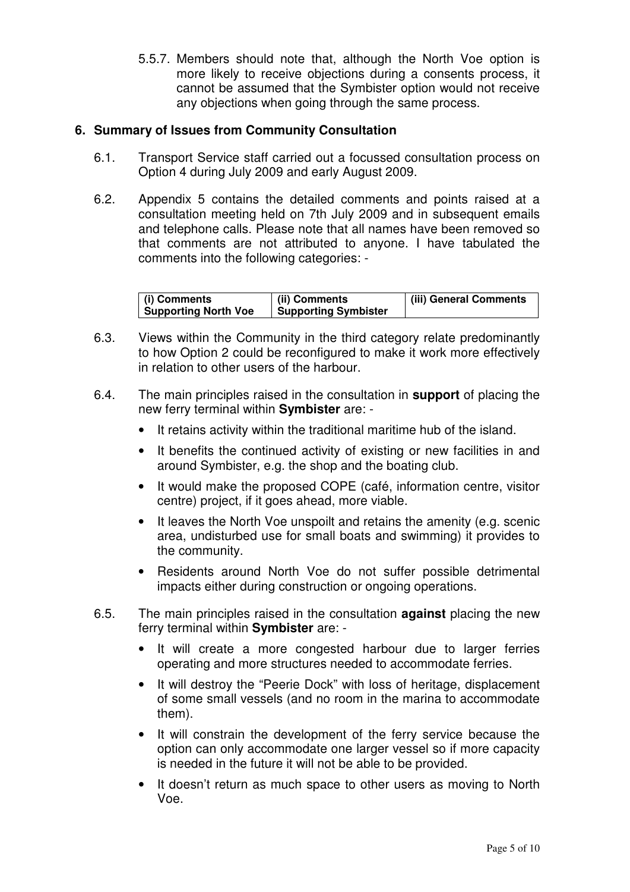5.5.7. Members should note that, although the North Voe option is more likely to receive objections during a consents process, it cannot be assumed that the Symbister option would not receive any objections when going through the same process.

## 6. Summary of Issues from Community Consultation

6.1. Transport Service staff carried out a focussed consultation process on Option 4 during July 2009 and early August 2009.

6.2. Appendix 5 contains the detailed comments and points raised at a consultation meeting held on 7th July 2009 and in subsequent emails and telephone calls. Please note that all names have been removed so that comments are not attributed to anyone. I have tabulated the comments into the following categories: -

| (i) Comments Supporting North Voe | (ii) Comments Supporting Symbister | (iii) General Comments |
|---|---|---|

6.3. Views within the Community in the third category relate predominantly to how Option 2 could be reconfigured to make it work more effectively in relation to other users of the harbour.

6.4. The main principles raised in the consultation in **support** of placing the new ferry terminal within **Symbister** are: -

- It retains activity within the traditional maritime hub of the island.
- It benefits the continued activity of existing or new facilities in and around Symbister, e.g. the shop and the boating club.
- It would make the proposed COPE (café, information centre, visitor centre) project, if it goes ahead, more viable.
- It leaves the North Voe unspoilt and retains the amenity (e.g. scenic area, undisturbed use for small boats and swimming) it provides to the community.
- Residents around North Voe do not suffer possible detrimental impacts either during construction or ongoing operations.

6.5. The main principles raised in the consultation **against** placing the new ferry terminal within **Symbister** are: -

- It will create a more congested harbour due to larger ferries operating and more structures needed to accommodate ferries.
- It will destroy the "Peerie Dock" with loss of heritage, displacement of some small vessels (and no room in the marina to accommodate them).
- It will constrain the development of the ferry service because the option can only accommodate one larger vessel so if more capacity is needed in the future it will not be able to be provided.
- It doesn't return as much space to other users as moving to North Voe.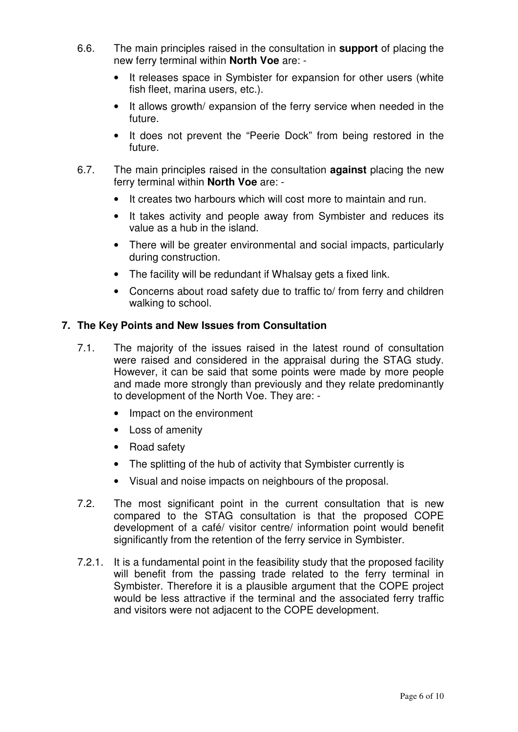6.6. The main principles raised in the consultation in **support** of placing the new ferry terminal within **North Voe** are: -

- It releases space in Symbister for expansion for other users (white fish fleet, marina users, etc.).
- It allows growth/ expansion of the ferry service when needed in the future.
- It does not prevent the “Peerie Dock” from being restored in the future.

6.7. The main principles raised in the consultation **against** placing the new ferry terminal within **North Voe** are: -

- It creates two harbours which will cost more to maintain and run.
- It takes activity and people away from Symbister and reduces its value as a hub in the island.
- There will be greater environmental and social impacts, particularly during construction.
- The facility will be redundant if Whalsay gets a fixed link.
- Concerns about road safety due to traffic to/ from ferry and children walking to school.

## 7. The Key Points and New Issues from Consultation

7.1. The majority of the issues raised in the latest round of consultation were raised and considered in the appraisal during the STAG study. However, it can be said that some points were made by more people and made more strongly than previously and they relate predominantly to development of the North Voe. They are: -

- Impact on the environment
- Loss of amenity
- Road safety
- The splitting of the hub of activity that Symbister currently is
- Visual and noise impacts on neighbours of the proposal.

7.2. The most significant point in the current consultation that is new compared to the STAG consultation is that the proposed COPE development of a café/ visitor centre/ information point would benefit significantly from the retention of the ferry service in Symbister.

7.2.1. It is a fundamental point in the feasibility study that the proposed facility will benefit from the passing trade related to the ferry terminal in Symbister. Therefore it is a plausible argument that the COPE project would be less attractive if the terminal and the associated ferry traffic and visitors were not adjacent to the COPE development.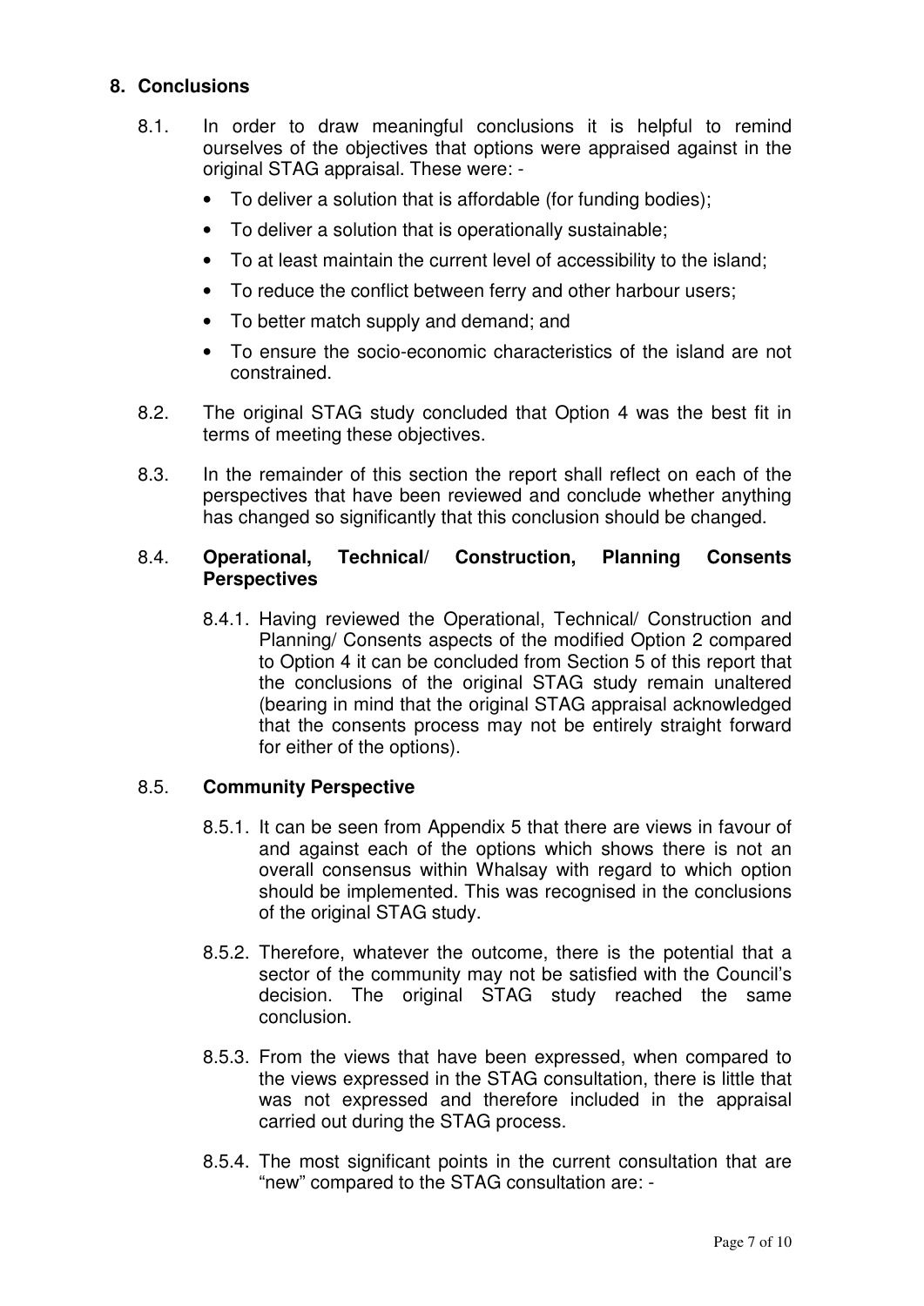## 8. Conclusions

8.1. In order to draw meaningful conclusions it is helpful to remind ourselves of the objectives that options were appraised against in the original STAG appraisal. These were: -

- To deliver a solution that is affordable (for funding bodies);
- To deliver a solution that is operationally sustainable;
- To at least maintain the current level of accessibility to the island;
- To reduce the conflict between ferry and other harbour users;
- To better match supply and demand; and
- To ensure the socio-economic characteristics of the island are not constrained.

8.2. The original STAG study concluded that Option 4 was the best fit in terms of meeting these objectives.

8.3. In the remainder of this section the report shall reflect on each of the perspectives that have been reviewed and conclude whether anything has changed so significantly that this conclusion should be changed.

### 8.4. Operational, Technical/ Construction, Planning Consents Perspectives

8.4.1. Having reviewed the Operational, Technical/ Construction and Planning/ Consents aspects of the modified Option 2 compared to Option 4 it can be concluded from Section 5 of this report that the conclusions of the original STAG study remain unaltered (bearing in mind that the original STAG appraisal acknowledged that the consents process may not be entirely straight forward for either of the options).

### 8.5. Community Perspective

8.5.1. It can be seen from Appendix 5 that there are views in favour of and against each of the options which shows there is not an overall consensus within Whalsay with regard to which option should be implemented. This was recognised in the conclusions of the original STAG study.

8.5.2. Therefore, whatever the outcome, there is the potential that a sector of the community may not be satisfied with the Council's decision. The original STAG study reached the same conclusion.

8.5.3. From the views that have been expressed, when compared to the views expressed in the STAG consultation, there is little that was not expressed and therefore included in the appraisal carried out during the STAG process.

8.5.4. The most significant points in the current consultation that are "new" compared to the STAG consultation are: -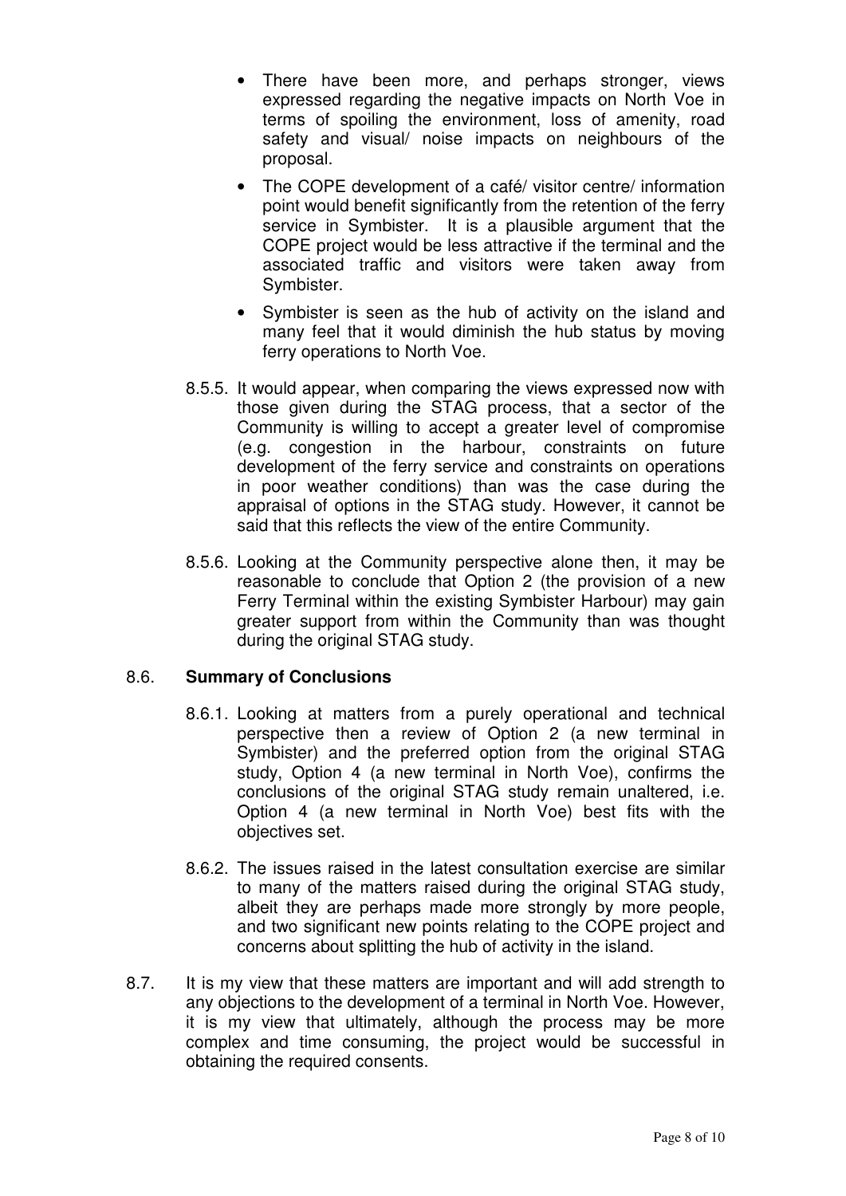- There have been more, and perhaps stronger, views expressed regarding the negative impacts on North Voe in terms of spoiling the environment, loss of amenity, road safety and visual/ noise impacts on neighbours of the proposal.
- The COPE development of a café/ visitor centre/ information point would benefit significantly from the retention of the ferry service in Symbister. It is a plausible argument that the COPE project would be less attractive if the terminal and the associated traffic and visitors were taken away from Symbister.
- Symbister is seen as the hub of activity on the island and many feel that it would diminish the hub status by moving ferry operations to North Voe.

8.5.5. It would appear, when comparing the views expressed now with those given during the STAG process, that a sector of the Community is willing to accept a greater level of compromise (e.g. congestion in the harbour, constraints on future development of the ferry service and constraints on operations in poor weather conditions) than was the case during the appraisal of options in the STAG study. However, it cannot be said that this reflects the view of the entire Community.

8.5.6. Looking at the Community perspective alone then, it may be reasonable to conclude that Option 2 (the provision of a new Ferry Terminal within the existing Symbister Harbour) may gain greater support from within the Community than was thought during the original STAG study.

## 8.6. **Summary of Conclusions**

8.6.1. Looking at matters from a purely operational and technical perspective then a review of Option 2 (a new terminal in Symbister) and the preferred option from the original STAG study, Option 4 (a new terminal in North Voe), confirms the conclusions of the original STAG study remain unaltered, i.e. Option 4 (a new terminal in North Voe) best fits with the objectives set.

8.6.2. The issues raised in the latest consultation exercise are similar to many of the matters raised during the original STAG study, albeit they are perhaps made more strongly by more people, and two significant new points relating to the COPE project and concerns about splitting the hub of activity in the island.

8.7. It is my view that these matters are important and will add strength to any objections to the development of a terminal in North Voe. However, it is my view that ultimately, although the process may be more complex and time consuming, the project would be successful in obtaining the required consents.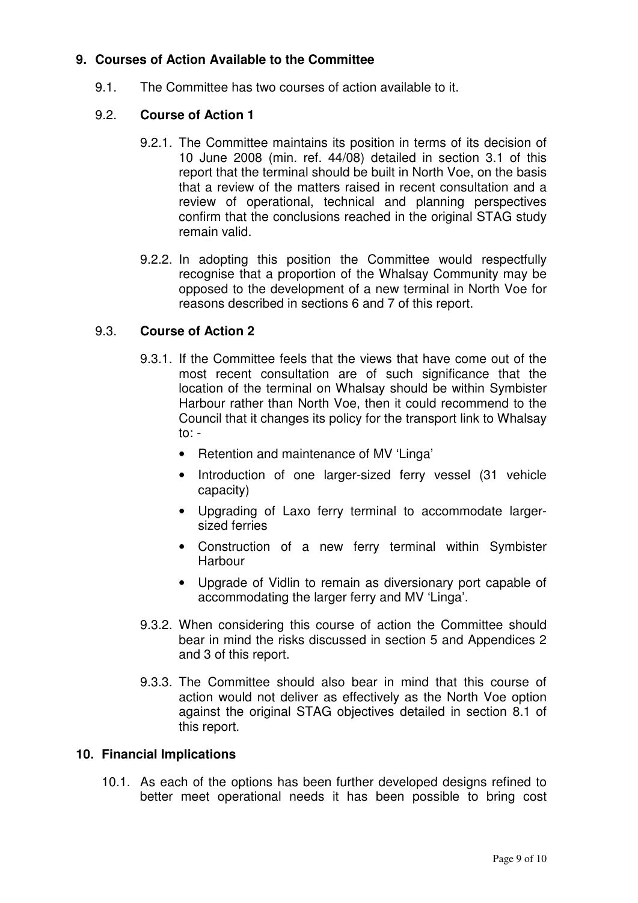## 9. Courses of Action Available to the Committee

9.1. The Committee has two courses of action available to it.

### 9.2. Course of Action 1

9.2.1. The Committee maintains its position in terms of its decision of 10 June 2008 (min. ref. 44/08) detailed in section 3.1 of this report that the terminal should be built in North Voe, on the basis that a review of the matters raised in recent consultation and a review of operational, technical and planning perspectives confirm that the conclusions reached in the original STAG study remain valid.

9.2.2. In adopting this position the Committee would respectfully recognise that a proportion of the Whalsay Community may be opposed to the development of a new terminal in North Voe for reasons described in sections 6 and 7 of this report.

### 9.3. Course of Action 2

9.3.1. If the Committee feels that the views that have come out of the most recent consultation are of such significance that the location of the terminal on Whalsay should be within Symbister Harbour rather than North Voe, then it could recommend to the Council that it changes its policy for the transport link to Whalsay to: -

- Retention and maintenance of MV 'Linga'
- Introduction of one larger-sized ferry vessel (31 vehicle capacity)
- Upgrading of Laxo ferry terminal to accommodate larger-sized ferries
- Construction of a new ferry terminal within Symbister Harbour
- Upgrade of Vidlin to remain as diversionary port capable of accommodating the larger ferry and MV 'Linga'.

9.3.2. When considering this course of action the Committee should bear in mind the risks discussed in section 5 and Appendices 2 and 3 of this report.

9.3.3. The Committee should also bear in mind that this course of action would not deliver as effectively as the North Voe option against the original STAG objectives detailed in section 8.1 of this report.

## 10. Financial Implications

10.1. As each of the options has been further developed designs refined to better meet operational needs it has been possible to bring cost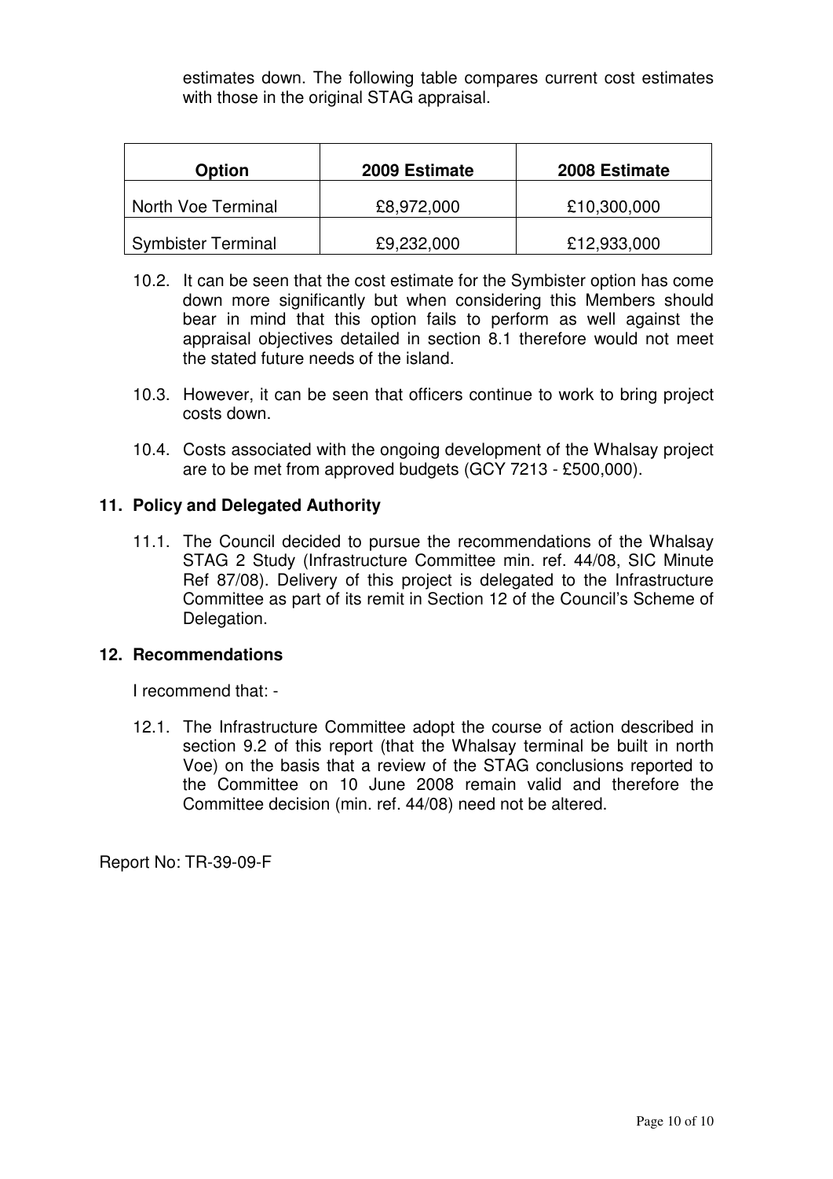estimates down. The following table compares current cost estimates with those in the original STAG appraisal.

| Option | 2009 Estimate | 2008 Estimate |
|---|---|---|
| North Voe Terminal | £8,972,000 | £10,300,000 |
| Symbister Terminal | £9,232,000 | £12,933,000 |

10.2. It can be seen that the cost estimate for the Symbister option has come down more significantly but when considering this Members should bear in mind that this option fails to perform as well against the appraisal objectives detailed in section 8.1 therefore would not meet the stated future needs of the island.

10.3. However, it can be seen that officers continue to work to bring project costs down.

10.4. Costs associated with the ongoing development of the Whalsay project are to be met from approved budgets (GCY 7213 - £500,000).

## 11. Policy and Delegated Authority

11.1. The Council decided to pursue the recommendations of the Whalsay STAG 2 Study (Infrastructure Committee min. ref. 44/08, SIC Minute Ref 87/08). Delivery of this project is delegated to the Infrastructure Committee as part of its remit in Section 12 of the Council's Scheme of Delegation.

## 12. Recommendations

I recommend that: -

12.1. The Infrastructure Committee adopt the course of action described in section 9.2 of this report (that the Whalsay terminal be built in north Voe) on the basis that a review of the STAG conclusions reported to the Committee on 10 June 2008 remain valid and therefore the Committee decision (min. ref. 44/08) need not be altered.

Report No: TR-39-09-F